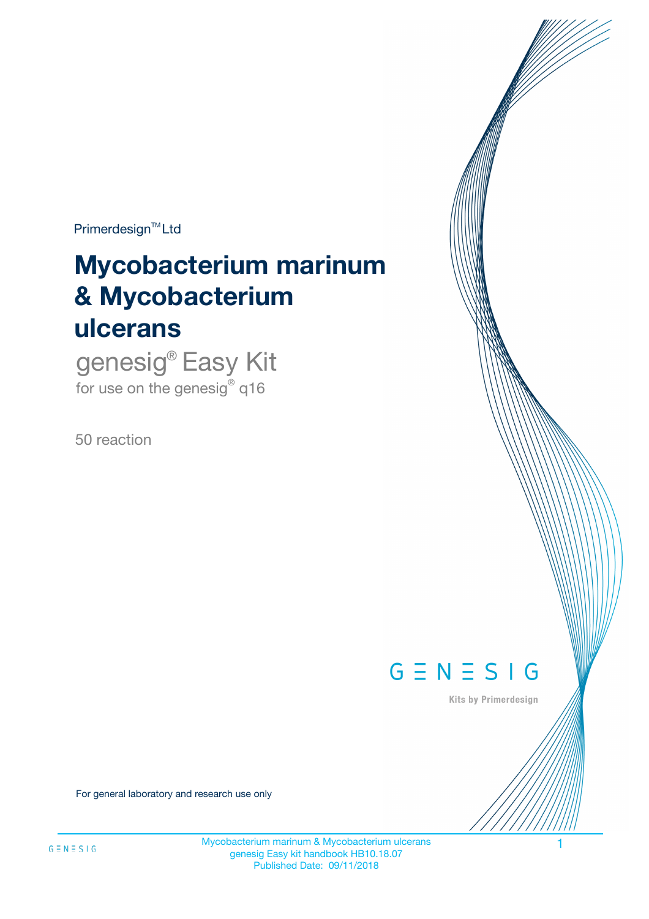Primerdesign™ Ltd

# Mycobacterium marinum & Mycobacterium ulcerans

genesig® Easy Kit

for use on the genesig® q16

50 reaction

GENESIG

Kits by Primerdesign

For general laboratory and research use only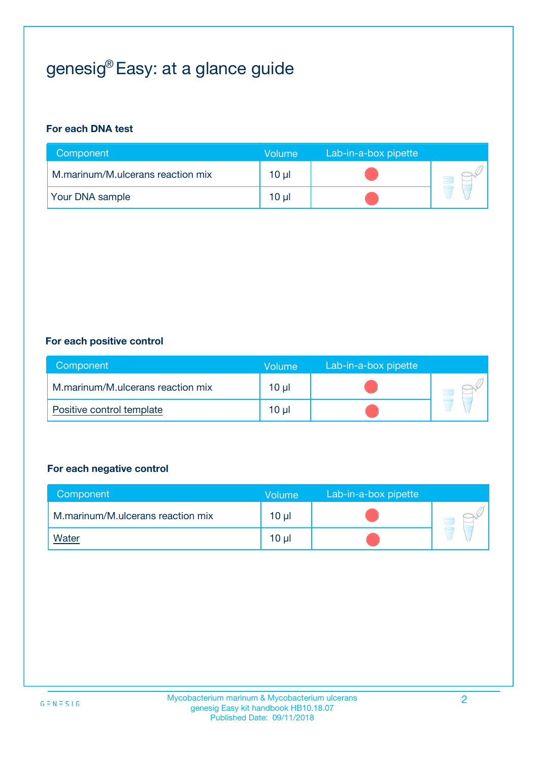# genesig® Easy: at a glance guide

### For each DNA test

| Component | Volume | Lab-in-a-box pipette |
|---|---|---|
| M.marinum/M.ulcerans reaction mix | 10 µl | |
| Your DNA sample | 10 µl | |

### For each positive control

| Component | Volume | Lab-in-a-box pipette |
|---|---|---|
| M.marinum/M.ulcerans reaction mix | 10 µl | |
| Positive control template | 10 µl | |

### For each negative control

| Component | Volume | Lab-in-a-box pipette |
|---|---|---|
| M.marinum/M.ulcerans reaction mix | 10 µl | |
| Water | 10 µl | |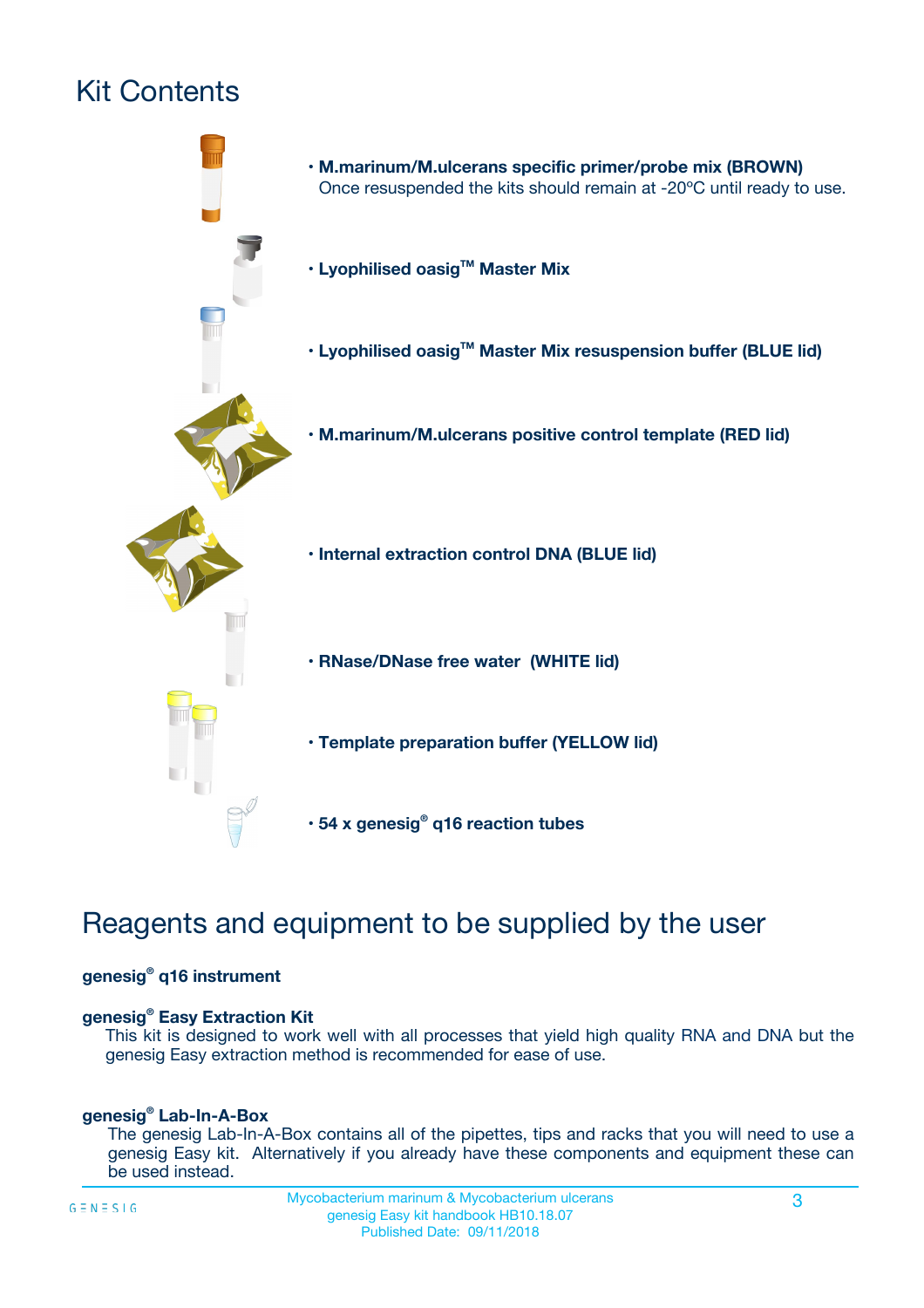# Kit Contents

- **M.marinum/M.ulcerans specific primer/probe mix (BROWN)**
  Once resuspended the kits should remain at -20ºC until ready to use.
- **Lyophilised oasig™ Master Mix**
- **Lyophilised oasig™ Master Mix resuspension buffer (BLUE lid)**
- **M.marinum/M.ulcerans positive control template (RED lid)**
- **Internal extraction control DNA (BLUE lid)**
- **RNase/DNase free water (WHITE lid)**
- **Template preparation buffer (YELLOW lid)**
- **54 x genesig® q16 reaction tubes**

# Reagents and equipment to be supplied by the user

**genesig® q16 instrument**

**genesig® Easy Extraction Kit**

This kit is designed to work well with all processes that yield high quality RNA and DNA but the genesig Easy extraction method is recommended for ease of use.

**genesig® Lab-In-A-Box**

The genesig Lab-In-A-Box contains all of the pipettes, tips and racks that you will need to use a genesig Easy kit. Alternatively if you already have these components and equipment these can be used instead.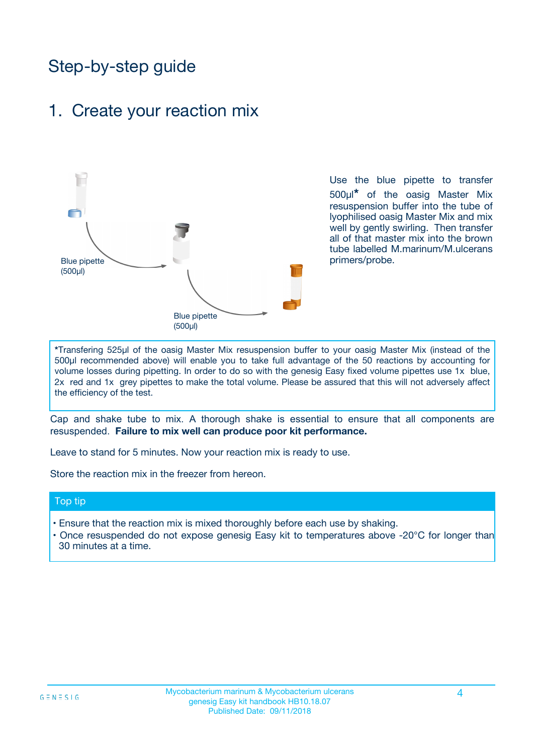# Step-by-step guide

## 1. Create your reaction mix

Blue pipette (500µl)

Blue pipette (500µl)

Use the blue pipette to transfer 500µl* of the oasig Master Mix resuspension buffer into the tube of lyophilised oasig Master Mix and mix well by gently swirling. Then transfer all of that master mix into the brown tube labelled M.marinum/M.ulcerans primers/probe.

*Transfering 525µl of the oasig Master Mix resuspension buffer to your oasig Master Mix (instead of the 500µl recommended above) will enable you to take full advantage of the 50 reactions by accounting for volume losses during pipetting. In order to do so with the genesig Easy fixed volume pipettes use 1x blue, 2x red and 1x grey pipettes to make the total volume. Please be assured that this will not adversely affect the efficiency of the test.

Cap and shake tube to mix. A thorough shake is essential to ensure that all components are resuspended. **Failure to mix well can produce poor kit performance.**

Leave to stand for 5 minutes. Now your reaction mix is ready to use.

Store the reaction mix in the freezer from hereon.

### Top tip

- Ensure that the reaction mix is mixed thoroughly before each use by shaking.
- Once resuspended do not expose genesig Easy kit to temperatures above -20°C for longer than 30 minutes at a time.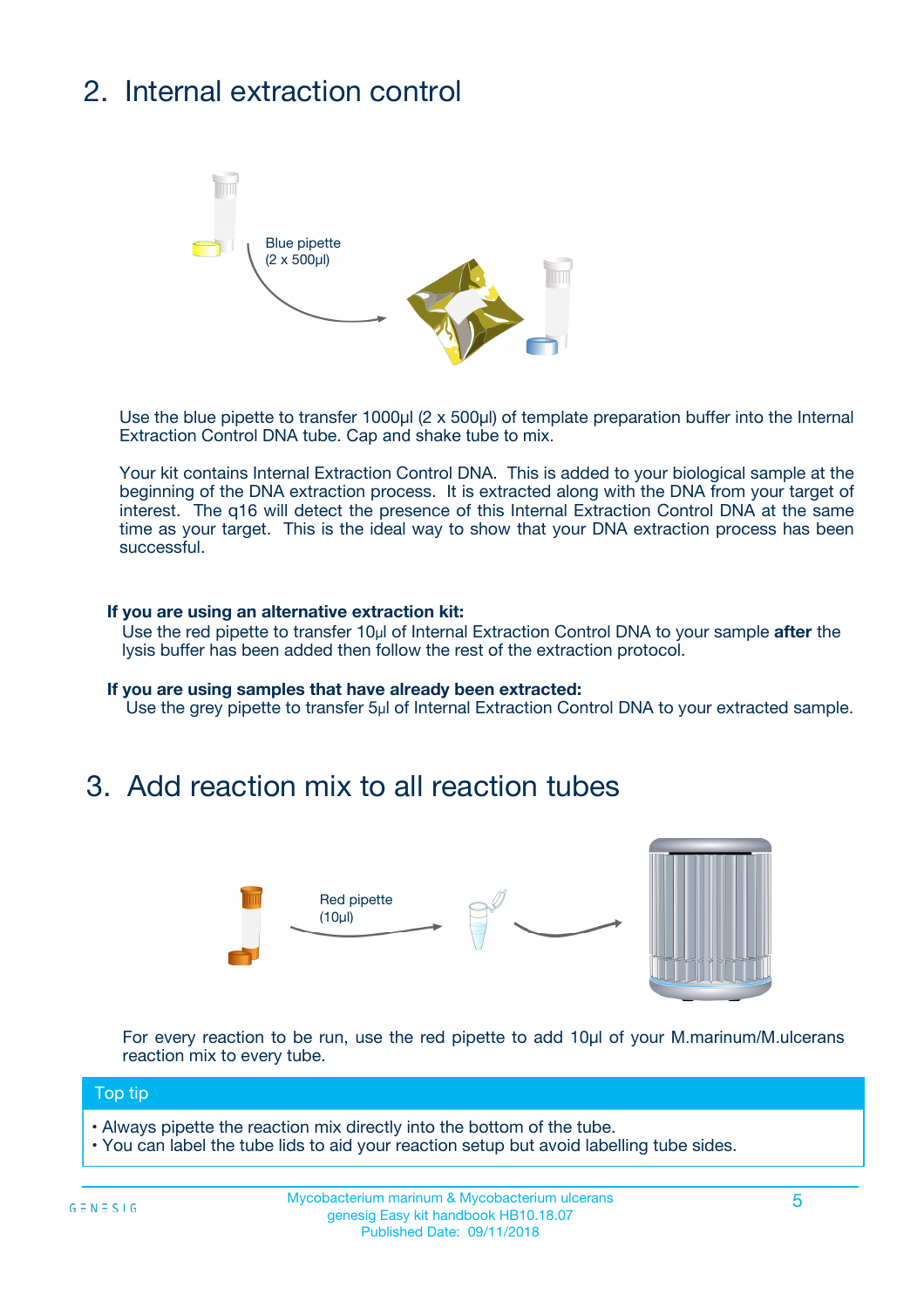## 2. Internal extraction control

Blue pipette
(2 x 500µl)

Use the blue pipette to transfer 1000µl (2 x 500µl) of template preparation buffer into the Internal Extraction Control DNA tube. Cap and shake tube to mix.

Your kit contains Internal Extraction Control DNA. This is added to your biological sample at the beginning of the DNA extraction process. It is extracted along with the DNA from your target of interest. The q16 will detect the presence of this Internal Extraction Control DNA at the same time as your target. This is the ideal way to show that your DNA extraction process has been successful.

**If you are using an alternative extraction kit:**
Use the red pipette to transfer 10µl of Internal Extraction Control DNA to your sample **after** the lysis buffer has been added then follow the rest of the extraction protocol.

**If you are using samples that have already been extracted:**
Use the grey pipette to transfer 5µl of Internal Extraction Control DNA to your extracted sample.

## 3. Add reaction mix to all reaction tubes

Red pipette
(10µl)

For every reaction to be run, use the red pipette to add 10µl of your M.marinum/M.ulcerans reaction mix to every tube.

**Top tip**

- Always pipette the reaction mix directly into the bottom of the tube.
- You can label the tube lids to aid your reaction setup but avoid labelling tube sides.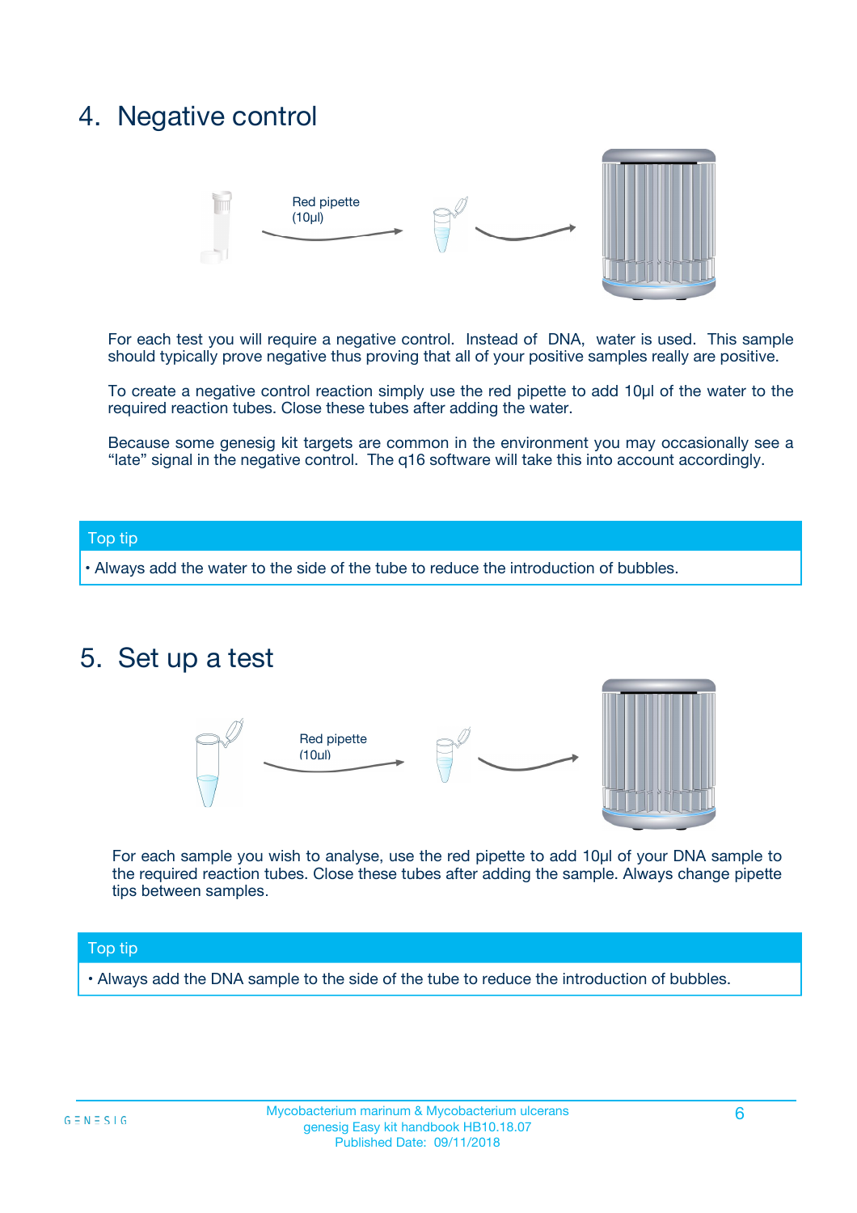## 4. Negative control

Red pipette (10µl)

For each test you will require a negative control. Instead of DNA, water is used. This sample should typically prove negative thus proving that all of your positive samples really are positive.

To create a negative control reaction simply use the red pipette to add 10µl of the water to the required reaction tubes. Close these tubes after adding the water.

Because some genesig kit targets are common in the environment you may occasionally see a "late" signal in the negative control. The q16 software will take this into account accordingly.

**Top tip**

- Always add the water to the side of the tube to reduce the introduction of bubbles.

## 5. Set up a test

Red pipette (10µl)

For each sample you wish to analyse, use the red pipette to add 10µl of your DNA sample to the required reaction tubes. Close these tubes after adding the sample. Always change pipette tips between samples.

**Top tip**

- Always add the DNA sample to the side of the tube to reduce the introduction of bubbles.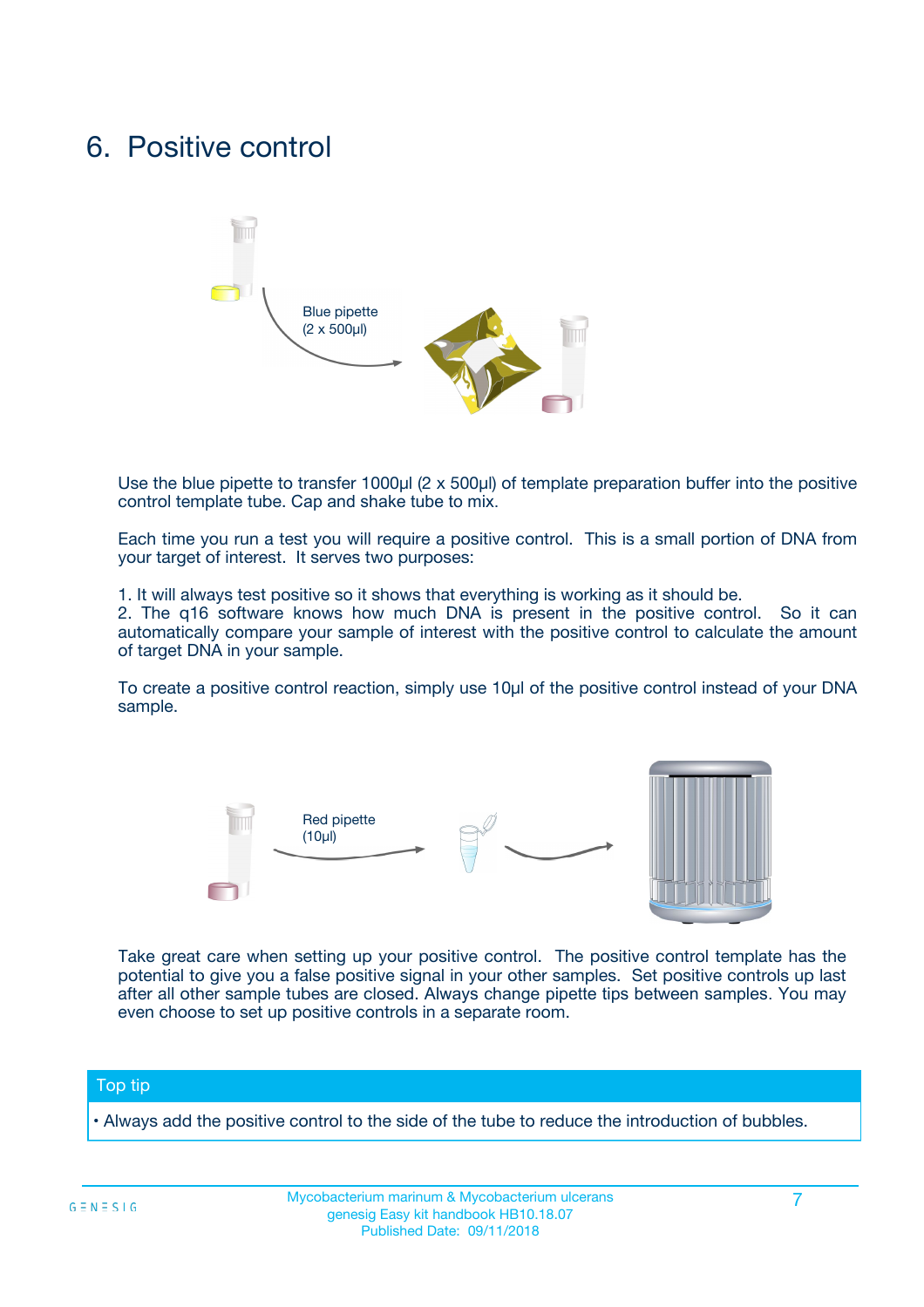# 6. Positive control

Blue pipette
(2 x 500µl)

Use the blue pipette to transfer 1000µl (2 x 500µl) of template preparation buffer into the positive control template tube. Cap and shake tube to mix.

Each time you run a test you will require a positive control. This is a small portion of DNA from your target of interest. It serves two purposes:

1. It will always test positive so it shows that everything is working as it should be.
2. The q16 software knows how much DNA is present in the positive control. So it can automatically compare your sample of interest with the positive control to calculate the amount of target DNA in your sample.

To create a positive control reaction, simply use 10µl of the positive control instead of your DNA sample.

Red pipette
(10µl)

Take great care when setting up your positive control. The positive control template has the potential to give you a false positive signal in your other samples. Set positive controls up last after all other sample tubes are closed. Always change pipette tips between samples. You may even choose to set up positive controls in a separate room.

**Top tip**

- Always add the positive control to the side of the tube to reduce the introduction of bubbles.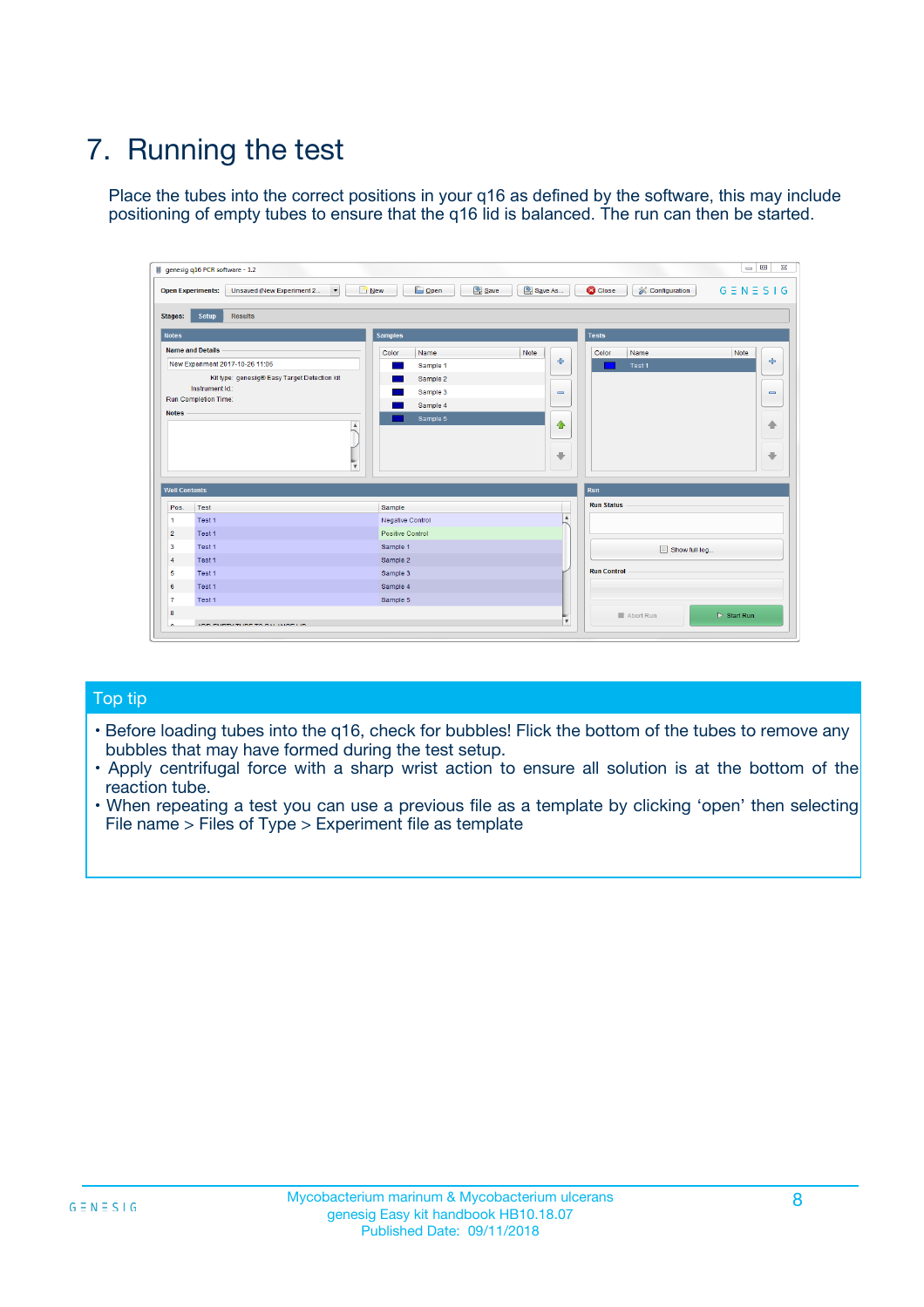# 7. Running the test

Place the tubes into the correct positions in your q16 as defined by the software, this may include positioning of empty tubes to ensure that the q16 lid is balanced. The run can then be started.

## Top tip

- Before loading tubes into the q16, check for bubbles! Flick the bottom of the tubes to remove any bubbles that may have formed during the test setup.
- Apply centrifugal force with a sharp wrist action to ensure all solution is at the bottom of the reaction tube.
- When repeating a test you can use a previous file as a template by clicking 'open' then selecting File name > Files of Type > Experiment file as template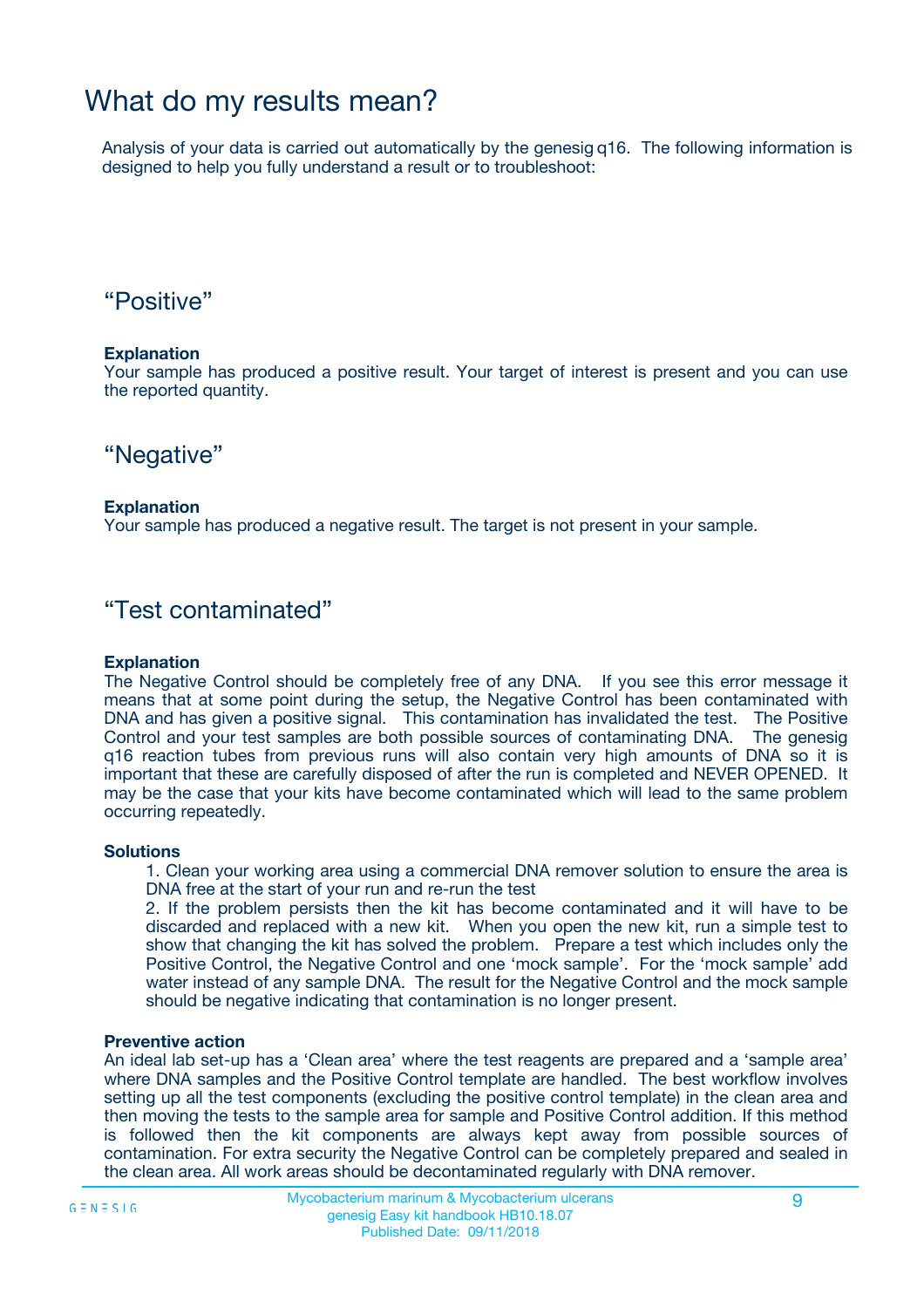# What do my results mean?

Analysis of your data is carried out automatically by the genesig q16. The following information is designed to help you fully understand a result or to troubleshoot:

## "Positive"

**Explanation**
Your sample has produced a positive result. Your target of interest is present and you can use the reported quantity.

## "Negative"

**Explanation**
Your sample has produced a negative result. The target is not present in your sample.

## "Test contaminated"

**Explanation**
The Negative Control should be completely free of any DNA. If you see this error message it means that at some point during the setup, the Negative Control has been contaminated with DNA and has given a positive signal. This contamination has invalidated the test. The Positive Control and your test samples are both possible sources of contaminating DNA. The genesig q16 reaction tubes from previous runs will also contain very high amounts of DNA so it is important that these are carefully disposed of after the run is completed and NEVER OPENED. It may be the case that your kits have become contaminated which will lead to the same problem occurring repeatedly.

**Solutions**

1. Clean your working area using a commercial DNA remover solution to ensure the area is DNA free at the start of your run and re-run the test
2. If the problem persists then the kit has become contaminated and it will have to be discarded and replaced with a new kit. When you open the new kit, run a simple test to show that changing the kit has solved the problem. Prepare a test which includes only the Positive Control, the Negative Control and one 'mock sample'. For the 'mock sample' add water instead of any sample DNA. The result for the Negative Control and the mock sample should be negative indicating that contamination is no longer present.

**Preventive action**
An ideal lab set-up has a 'Clean area' where the test reagents are prepared and a 'sample area' where DNA samples and the Positive Control template are handled. The best workflow involves setting up all the test components (excluding the positive control template) in the clean area and then moving the tests to the sample area for sample and Positive Control addition. If this method is followed then the kit components are always kept away from possible sources of contamination. For extra security the Negative Control can be completely prepared and sealed in the clean area. All work areas should be decontaminated regularly with DNA remover.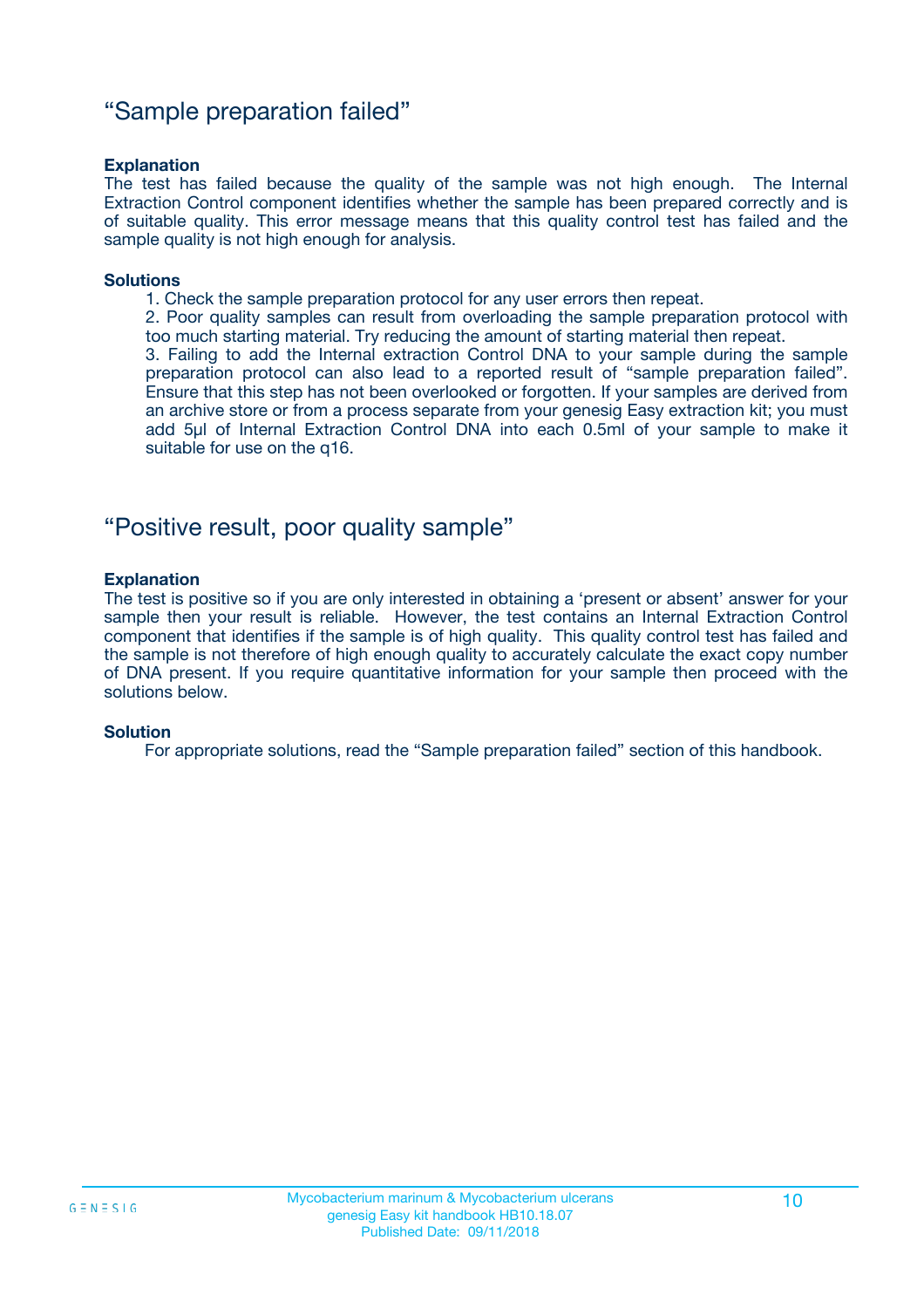## "Sample preparation failed"

**Explanation**

The test has failed because the quality of the sample was not high enough. The Internal Extraction Control component identifies whether the sample has been prepared correctly and is of suitable quality. This error message means that this quality control test has failed and the sample quality is not high enough for analysis.

**Solutions**

1. Check the sample preparation protocol for any user errors then repeat.
2. Poor quality samples can result from overloading the sample preparation protocol with too much starting material. Try reducing the amount of starting material then repeat.
3. Failing to add the Internal extraction Control DNA to your sample during the sample preparation protocol can also lead to a reported result of "sample preparation failed". Ensure that this step has not been overlooked or forgotten. If your samples are derived from an archive store or from a process separate from your genesig Easy extraction kit; you must add 5µl of Internal Extraction Control DNA into each 0.5ml of your sample to make it suitable for use on the q16.

## "Positive result, poor quality sample"

**Explanation**

The test is positive so if you are only interested in obtaining a 'present or absent' answer for your sample then your result is reliable. However, the test contains an Internal Extraction Control component that identifies if the sample is of high quality. This quality control test has failed and the sample is not therefore of high enough quality to accurately calculate the exact copy number of DNA present. If you require quantitative information for your sample then proceed with the solutions below.

**Solution**

For appropriate solutions, read the "Sample preparation failed" section of this handbook.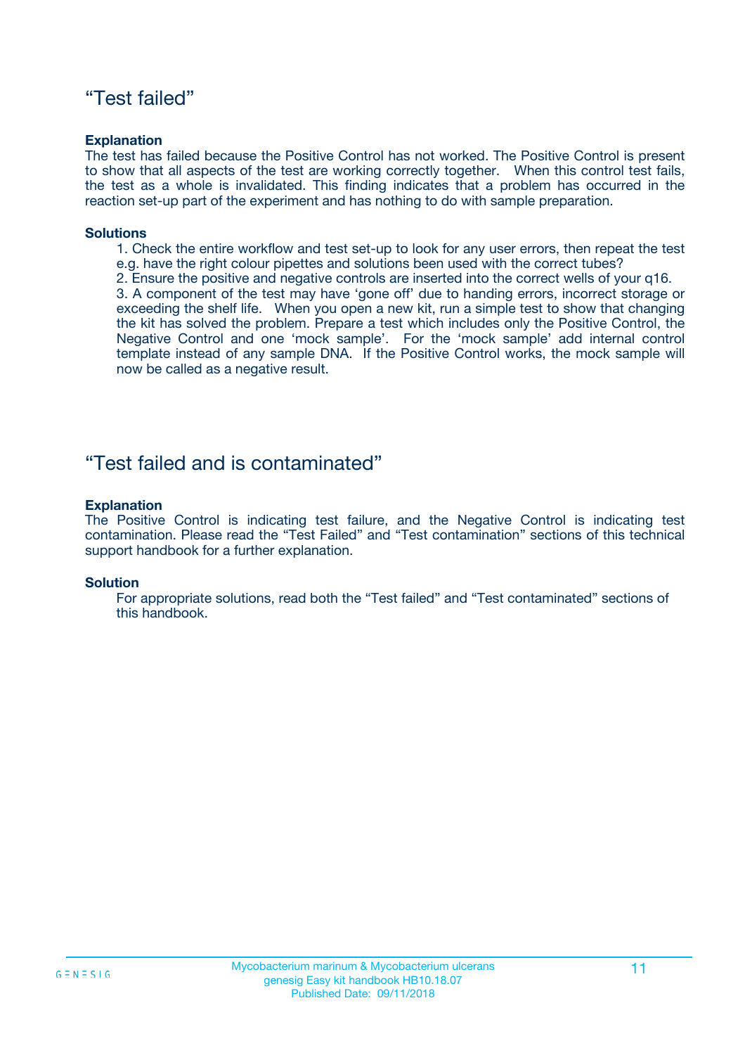## “Test failed”

**Explanation**

The test has failed because the Positive Control has not worked. The Positive Control is present to show that all aspects of the test are working correctly together. When this control test fails, the test as a whole is invalidated. This finding indicates that a problem has occurred in the reaction set-up part of the experiment and has nothing to do with sample preparation.

**Solutions**

1. Check the entire workflow and test set-up to look for any user errors, then repeat the test e.g. have the right colour pipettes and solutions been used with the correct tubes?
2. Ensure the positive and negative controls are inserted into the correct wells of your q16.
3. A component of the test may have ‘gone off’ due to handing errors, incorrect storage or exceeding the shelf life. When you open a new kit, run a simple test to show that changing the kit has solved the problem. Prepare a test which includes only the Positive Control, the Negative Control and one ‘mock sample’. For the ‘mock sample’ add internal control template instead of any sample DNA. If the Positive Control works, the mock sample will now be called as a negative result.

## “Test failed and is contaminated”

**Explanation**

The Positive Control is indicating test failure, and the Negative Control is indicating test contamination. Please read the “Test Failed” and “Test contamination” sections of this technical support handbook for a further explanation.

**Solution**

For appropriate solutions, read both the “Test failed” and “Test contaminated” sections of this handbook.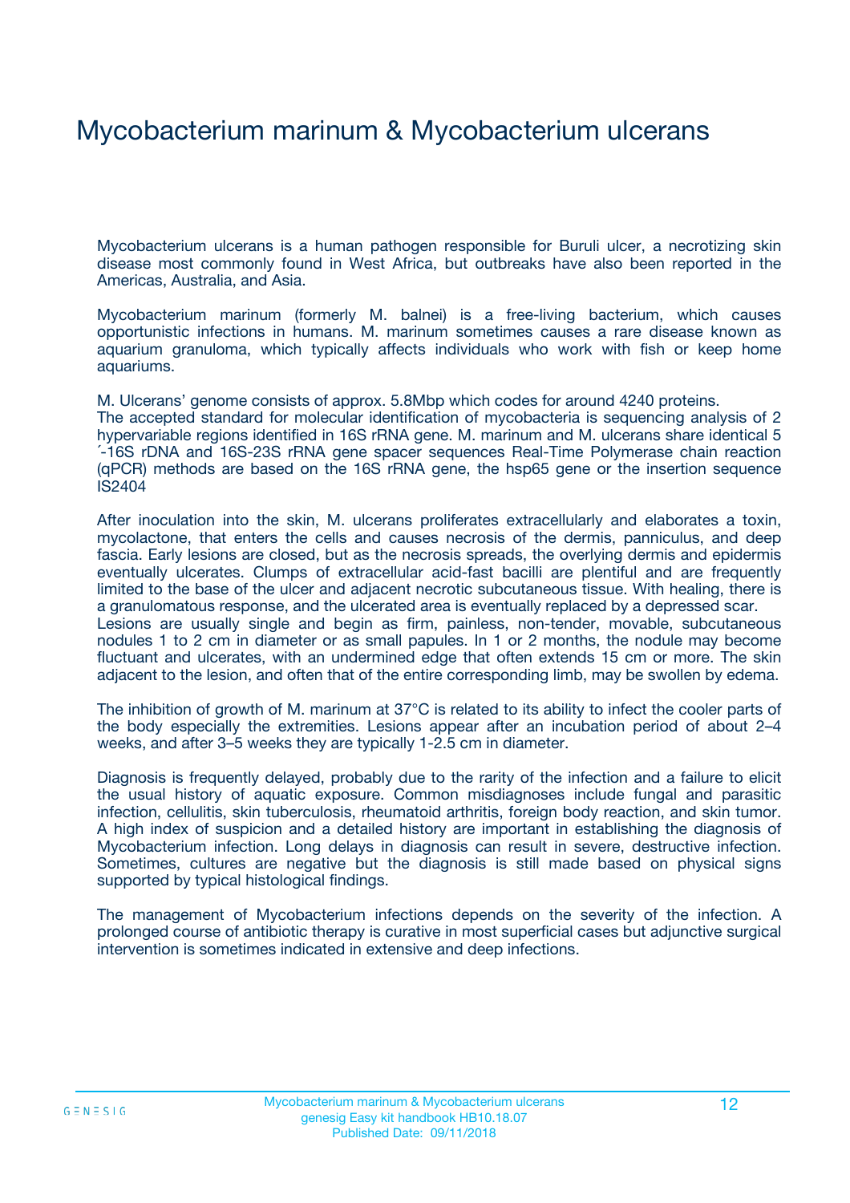# Mycobacterium marinum & Mycobacterium ulcerans

Mycobacterium ulcerans is a human pathogen responsible for Buruli ulcer, a necrotizing skin disease most commonly found in West Africa, but outbreaks have also been reported in the Americas, Australia, and Asia.

Mycobacterium marinum (formerly M. balnei) is a free-living bacterium, which causes opportunistic infections in humans. M. marinum sometimes causes a rare disease known as aquarium granuloma, which typically affects individuals who work with fish or keep home aquariums.

M. Ulcerans' genome consists of approx. 5.8Mbp which codes for around 4240 proteins.
The accepted standard for molecular identification of mycobacteria is sequencing analysis of 2 hypervariable regions identified in 16S rRNA gene. M. marinum and M. ulcerans share identical 5´-16S rDNA and 16S-23S rRNA gene spacer sequences Real-Time Polymerase chain reaction (qPCR) methods are based on the 16S rRNA gene, the hsp65 gene or the insertion sequence IS2404

After inoculation into the skin, M. ulcerans proliferates extracellularly and elaborates a toxin, mycolactone, that enters the cells and causes necrosis of the dermis, panniculus, and deep fascia. Early lesions are closed, but as the necrosis spreads, the overlying dermis and epidermis eventually ulcerates. Clumps of extracellular acid-fast bacilli are plentiful and are frequently limited to the base of the ulcer and adjacent necrotic subcutaneous tissue. With healing, there is a granulomatous response, and the ulcerated area is eventually replaced by a depressed scar.
Lesions are usually single and begin as firm, painless, non-tender, movable, subcutaneous nodules 1 to 2 cm in diameter or as small papules. In 1 or 2 months, the nodule may become fluctuant and ulcerates, with an undermined edge that often extends 15 cm or more. The skin adjacent to the lesion, and often that of the entire corresponding limb, may be swollen by edema.

The inhibition of growth of M. marinum at 37°C is related to its ability to infect the cooler parts of the body especially the extremities. Lesions appear after an incubation period of about 2–4 weeks, and after 3–5 weeks they are typically 1-2.5 cm in diameter.

Diagnosis is frequently delayed, probably due to the rarity of the infection and a failure to elicit the usual history of aquatic exposure. Common misdiagnoses include fungal and parasitic infection, cellulitis, skin tuberculosis, rheumatoid arthritis, foreign body reaction, and skin tumor. A high index of suspicion and a detailed history are important in establishing the diagnosis of Mycobacterium infection. Long delays in diagnosis can result in severe, destructive infection. Sometimes, cultures are negative but the diagnosis is still made based on physical signs supported by typical histological findings.

The management of Mycobacterium infections depends on the severity of the infection. A prolonged course of antibiotic therapy is curative in most superficial cases but adjunctive surgical intervention is sometimes indicated in extensive and deep infections.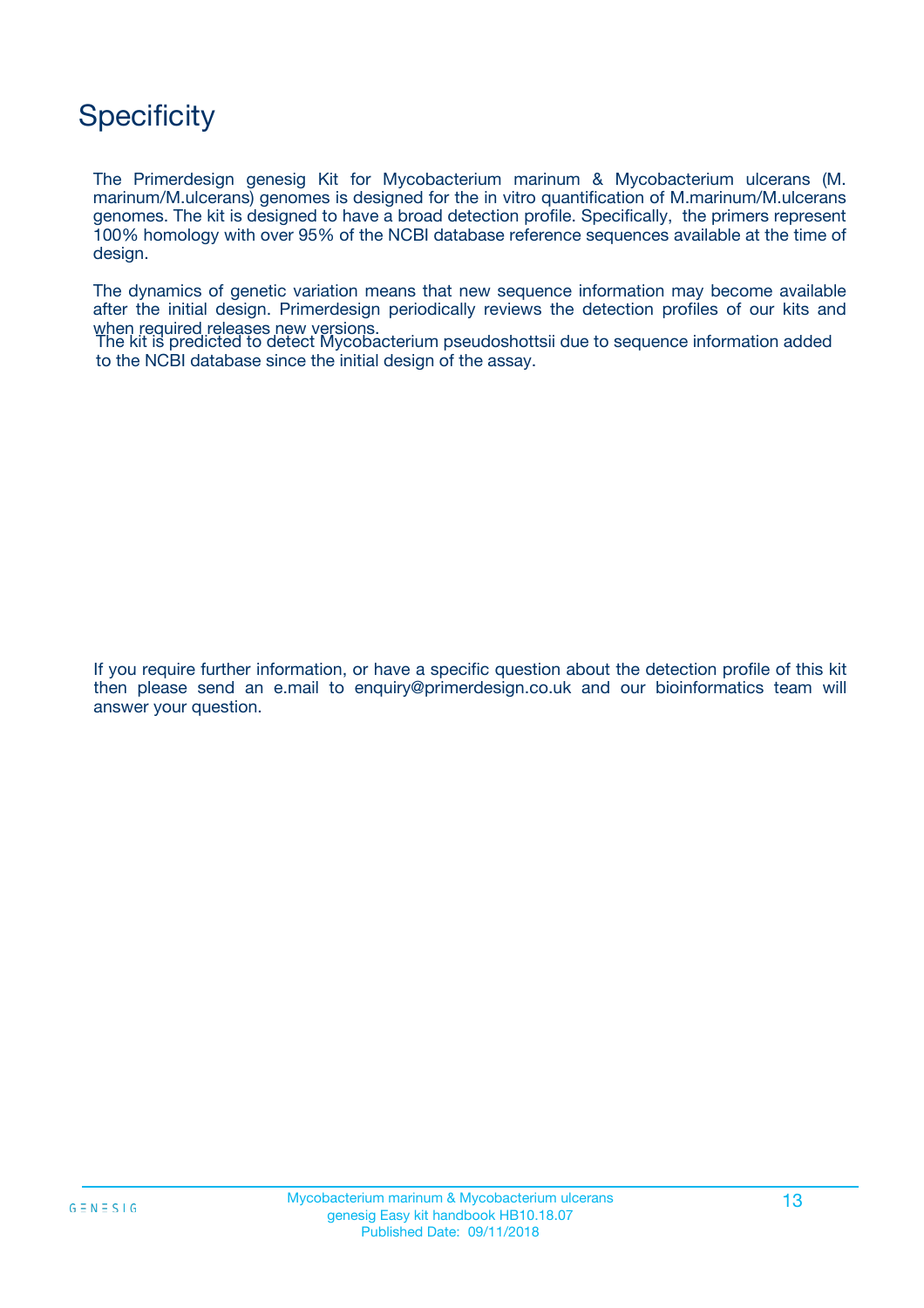# Specificity

The Primerdesign genesig Kit for Mycobacterium marinum & Mycobacterium ulcerans (M. marinum/M.ulcerans) genomes is designed for the in vitro quantification of M.marinum/M.ulcerans genomes. The kit is designed to have a broad detection profile. Specifically, the primers represent 100% homology with over 95% of the NCBI database reference sequences available at the time of design.

The dynamics of genetic variation means that new sequence information may become available after the initial design. Primerdesign periodically reviews the detection profiles of our kits and when required releases new versions.

The kit is predicted to detect Mycobacterium pseudoshottsii due to sequence information added to the NCBI database since the initial design of the assay.

If you require further information, or have a specific question about the detection profile of this kit then please send an e.mail to enquiry@primerdesign.co.uk and our bioinformatics team will answer your question.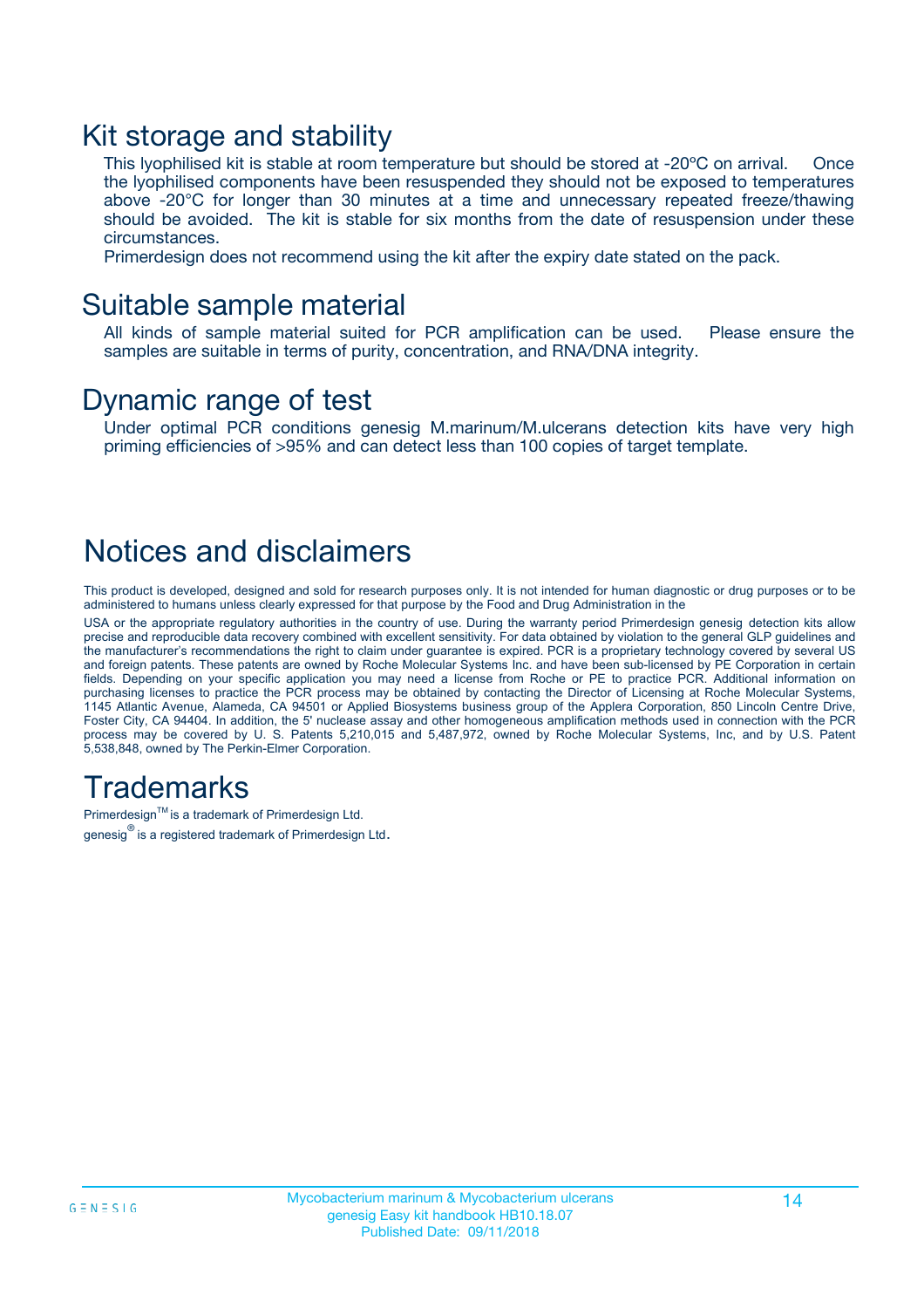## Kit storage and stability

This lyophilised kit is stable at room temperature but should be stored at -20ºC on arrival. Once the lyophilised components have been resuspended they should not be exposed to temperatures above -20°C for longer than 30 minutes at a time and unnecessary repeated freeze/thawing should be avoided. The kit is stable for six months from the date of resuspension under these circumstances.

Primerdesign does not recommend using the kit after the expiry date stated on the pack.

## Suitable sample material

All kinds of sample material suited for PCR amplification can be used. Please ensure the samples are suitable in terms of purity, concentration, and RNA/DNA integrity.

## Dynamic range of test

Under optimal PCR conditions genesig M.marinum/M.ulcerans detection kits have very high priming efficiencies of >95% and can detect less than 100 copies of target template.

# Notices and disclaimers

This product is developed, designed and sold for research purposes only. It is not intended for human diagnostic or drug purposes or to be administered to humans unless clearly expressed for that purpose by the Food and Drug Administration in the

USA or the appropriate regulatory authorities in the country of use. During the warranty period Primerdesign genesig detection kits allow precise and reproducible data recovery combined with excellent sensitivity. For data obtained by violation to the general GLP guidelines and the manufacturer's recommendations the right to claim under guarantee is expired. PCR is a proprietary technology covered by several US and foreign patents. These patents are owned by Roche Molecular Systems Inc. and have been sub-licensed by PE Corporation in certain fields. Depending on your specific application you may need a license from Roche or PE to practice PCR. Additional information on purchasing licenses to practice the PCR process may be obtained by contacting the Director of Licensing at Roche Molecular Systems, 1145 Atlantic Avenue, Alameda, CA 94501 or Applied Biosystems business group of the Applera Corporation, 850 Lincoln Centre Drive, Foster City, CA 94404. In addition, the 5' nuclease assay and other homogeneous amplification methods used in connection with the PCR process may be covered by U. S. Patents 5,210,015 and 5,487,972, owned by Roche Molecular Systems, Inc, and by U.S. Patent 5,538,848, owned by The Perkin-Elmer Corporation.

# Trademarks

Primerdesign™ is a trademark of Primerdesign Ltd.

genesig® is a registered trademark of Primerdesign Ltd.